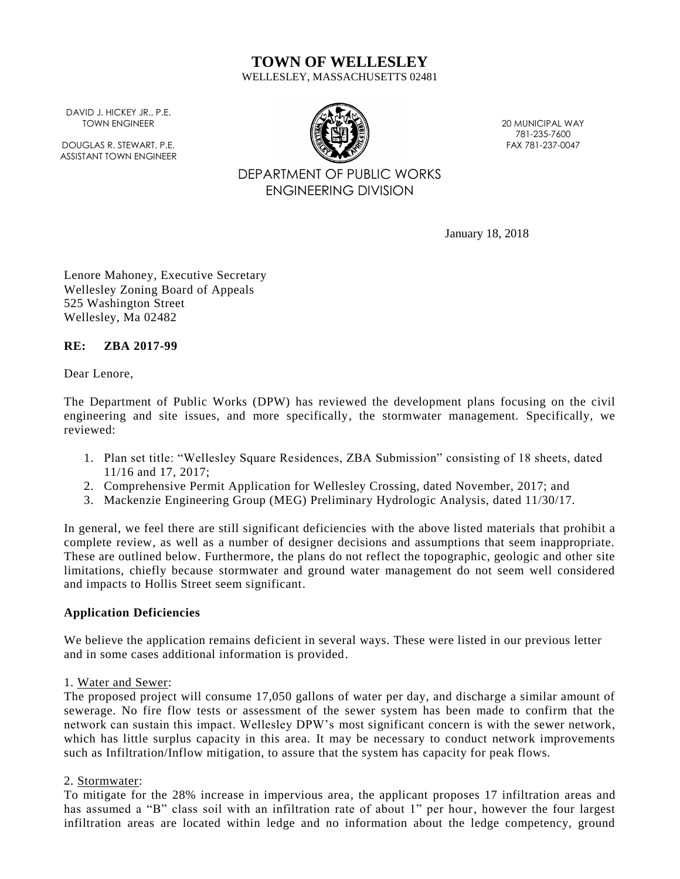# TOWN OF WELLESLEY

WELLESLEY, MASSACHUSETTS 02481

DAVID J. HICKEY JR., P.E.
TOWN ENGINEER

DOUGLAS R. STEWART, P.E.
ASSISTANT TOWN ENGINEER

20 MUNICIPAL WAY
781-235-7600
FAX 781-237-0047

DEPARTMENT OF PUBLIC WORKS
ENGINEERING DIVISION

January 18, 2018

Lenore Mahoney, Executive Secretary
Wellesley Zoning Board of Appeals
525 Washington Street
Wellesley, Ma 02482

**RE: ZBA 2017-99**

Dear Lenore,

The Department of Public Works (DPW) has reviewed the development plans focusing on the civil engineering and site issues, and more specifically, the stormwater management. Specifically, we reviewed:

1. Plan set title: "Wellesley Square Residences, ZBA Submission" consisting of 18 sheets, dated 11/16 and 17, 2017;
2. Comprehensive Permit Application for Wellesley Crossing, dated November, 2017; and
3. Mackenzie Engineering Group (MEG) Preliminary Hydrologic Analysis, dated 11/30/17.

In general, we feel there are still significant deficiencies with the above listed materials that prohibit a complete review, as well as a number of designer decisions and assumptions that seem inappropriate. These are outlined below. Furthermore, the plans do not reflect the topographic, geologic and other site limitations, chiefly because stormwater and ground water management do not seem well considered and impacts to Hollis Street seem significant.

**Application Deficiencies**

We believe the application remains deficient in several ways. These were listed in our previous letter and in some cases additional information is provided.

1. Water and Sewer:
The proposed project will consume 17,050 gallons of water per day, and discharge a similar amount of sewerage. No fire flow tests or assessment of the sewer system has been made to confirm that the network can sustain this impact. Wellesley DPW's most significant concern is with the sewer network, which has little surplus capacity in this area. It may be necessary to conduct network improvements such as Infiltration/Inflow mitigation, to assure that the system has capacity for peak flows.

2. Stormwater:
To mitigate for the 28% increase in impervious area, the applicant proposes 17 infiltration areas and has assumed a "B" class soil with an infiltration rate of about 1" per hour, however the four largest infiltration areas are located within ledge and no information about the ledge competency, ground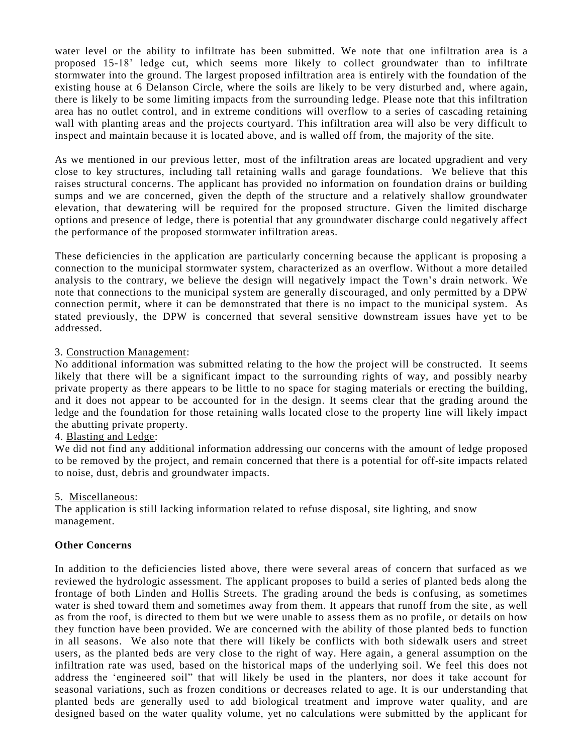water level or the ability to infiltrate has been submitted. We note that one infiltration area is a proposed 15-18' ledge cut, which seems more likely to collect groundwater than to infiltrate stormwater into the ground. The largest proposed infiltration area is entirely with the foundation of the existing house at 6 Delanson Circle, where the soils are likely to be very disturbed and, where again, there is likely to be some limiting impacts from the surrounding ledge. Please note that this infiltration area has no outlet control, and in extreme conditions will overflow to a series of cascading retaining wall with planting areas and the projects courtyard. This infiltration area will also be very difficult to inspect and maintain because it is located above, and is walled off from, the majority of the site.

As we mentioned in our previous letter, most of the infiltration areas are located upgradient and very close to key structures, including tall retaining walls and garage foundations. We believe that this raises structural concerns. The applicant has provided no information on foundation drains or building sumps and we are concerned, given the depth of the structure and a relatively shallow groundwater elevation, that dewatering will be required for the proposed structure. Given the limited discharge options and presence of ledge, there is potential that any groundwater discharge could negatively affect the performance of the proposed stormwater infiltration areas.

These deficiencies in the application are particularly concerning because the applicant is proposing a connection to the municipal stormwater system, characterized as an overflow. Without a more detailed analysis to the contrary, we believe the design will negatively impact the Town's drain network. We note that connections to the municipal system are generally discouraged, and only permitted by a DPW connection permit, where it can be demonstrated that there is no impact to the municipal system. As stated previously, the DPW is concerned that several sensitive downstream issues have yet to be addressed.

3. Construction Management:
No additional information was submitted relating to the how the project will be constructed. It seems likely that there will be a significant impact to the surrounding rights of way, and possibly nearby private property as there appears to be little to no space for staging materials or erecting the building, and it does not appear to be accounted for in the design. It seems clear that the grading around the ledge and the foundation for those retaining walls located close to the property line will likely impact the abutting private property.

4. Blasting and Ledge:
We did not find any additional information addressing our concerns with the amount of ledge proposed to be removed by the project, and remain concerned that there is a potential for off-site impacts related to noise, dust, debris and groundwater impacts.

5. Miscellaneous:
The application is still lacking information related to refuse disposal, site lighting, and snow management.

**Other Concerns**

In addition to the deficiencies listed above, there were several areas of concern that surfaced as we reviewed the hydrologic assessment. The applicant proposes to build a series of planted beds along the frontage of both Linden and Hollis Streets. The grading around the beds is confusing, as sometimes water is shed toward them and sometimes away from them. It appears that runoff from the site, as well as from the roof, is directed to them but we were unable to assess them as no profile, or details on how they function have been provided. We are concerned with the ability of those planted beds to function in all seasons. We also note that there will likely be conflicts with both sidewalk users and street users, as the planted beds are very close to the right of way. Here again, a general assumption on the infiltration rate was used, based on the historical maps of the underlying soil. We feel this does not address the 'engineered soil" that will likely be used in the planters, nor does it take account for seasonal variations, such as frozen conditions or decreases related to age. It is our understanding that planted beds are generally used to add biological treatment and improve water quality, and are designed based on the water quality volume, yet no calculations were submitted by the applicant for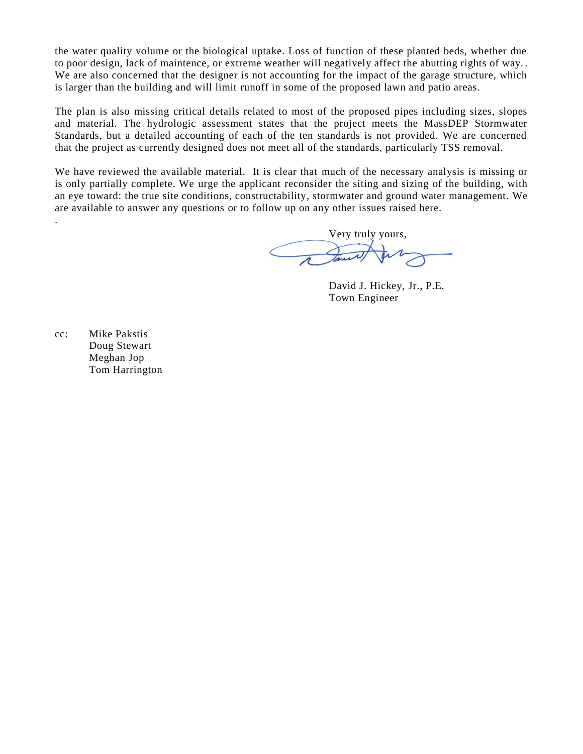the water quality volume or the biological uptake. Loss of function of these planted beds, whether due to poor design, lack of maintence, or extreme weather will negatively affect the abutting rights of way.. We are also concerned that the designer is not accounting for the impact of the garage structure, which is larger than the building and will limit runoff in some of the proposed lawn and patio areas.

The plan is also missing critical details related to most of the proposed pipes including sizes, slopes and material. The hydrologic assessment states that the project meets the MassDEP Stormwater Standards, but a detailed accounting of each of the ten standards is not provided. We are concerned that the project as currently designed does not meet all of the standards, particularly TSS removal.

We have reviewed the available material. It is clear that much of the necessary analysis is missing or is only partially complete. We urge the applicant reconsider the siting and sizing of the building, with an eye toward: the true site conditions, constructability, stormwater and ground water management. We are available to answer any questions or to follow up on any other issues raised here.

.

Very truly yours,

David J. Hickey, Jr., P.E.
Town Engineer

cc: Mike Pakstis
Doug Stewart
Meghan Jop
Tom Harrington